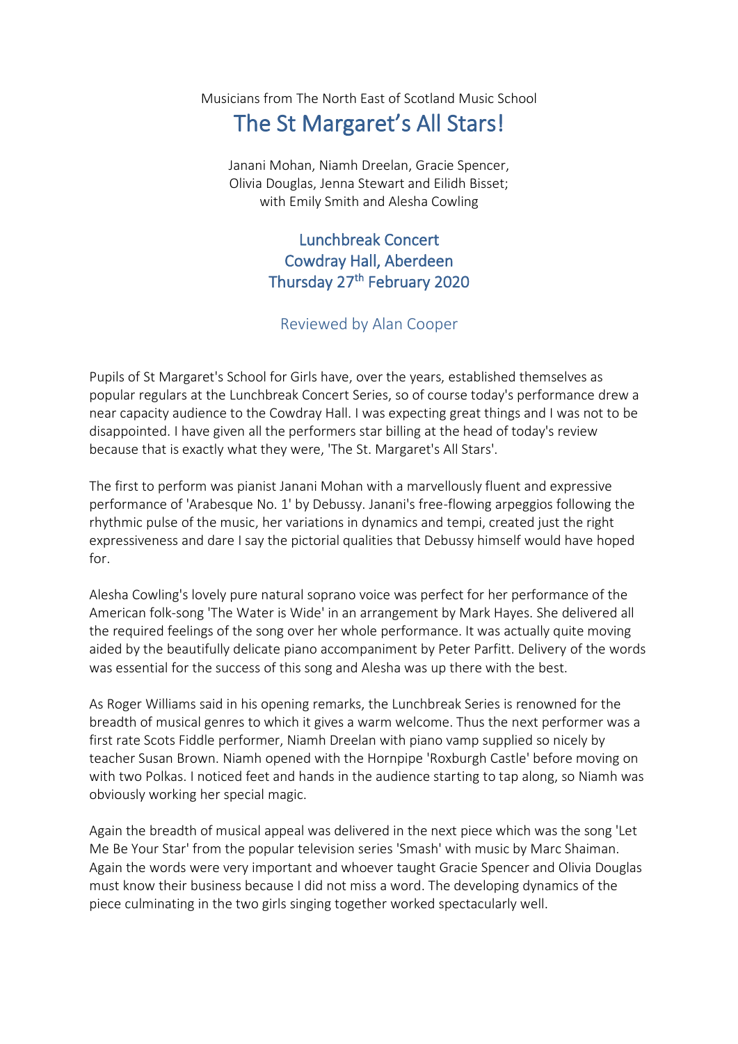Musicians from The North East of Scotland Music School

# The St Margaret's All Stars!

Janani Mohan, Niamh Dreelan, Gracie Spencer,
Olivia Douglas, Jenna Stewart and Eilidh Bisset;
with Emily Smith and Alesha Cowling

## Lunchbreak Concert
## Cowdray Hall, Aberdeen
## Thursday 27th February 2020

### Reviewed by Alan Cooper

Pupils of St Margaret's School for Girls have, over the years, established themselves as popular regulars at the Lunchbreak Concert Series, so of course today's performance drew a near capacity audience to the Cowdray Hall. I was expecting great things and I was not to be disappointed. I have given all the performers star billing at the head of today's review because that is exactly what they were, 'The St. Margaret's All Stars'.

The first to perform was pianist Janani Mohan with a marvellously fluent and expressive performance of 'Arabesque No. 1' by Debussy. Janani's free-flowing arpeggios following the rhythmic pulse of the music, her variations in dynamics and tempi, created just the right expressiveness and dare I say the pictorial qualities that Debussy himself would have hoped for.

Alesha Cowling's lovely pure natural soprano voice was perfect for her performance of the American folk-song 'The Water is Wide' in an arrangement by Mark Hayes. She delivered all the required feelings of the song over her whole performance. It was actually quite moving aided by the beautifully delicate piano accompaniment by Peter Parfitt. Delivery of the words was essential for the success of this song and Alesha was up there with the best.

As Roger Williams said in his opening remarks, the Lunchbreak Series is renowned for the breadth of musical genres to which it gives a warm welcome. Thus the next performer was a first rate Scots Fiddle performer, Niamh Dreelan with piano vamp supplied so nicely by teacher Susan Brown. Niamh opened with the Hornpipe 'Roxburgh Castle' before moving on with two Polkas. I noticed feet and hands in the audience starting to tap along, so Niamh was obviously working her special magic.

Again the breadth of musical appeal was delivered in the next piece which was the song 'Let Me Be Your Star' from the popular television series 'Smash' with music by Marc Shaiman. Again the words were very important and whoever taught Gracie Spencer and Olivia Douglas must know their business because I did not miss a word. The developing dynamics of the piece culminating in the two girls singing together worked spectacularly well.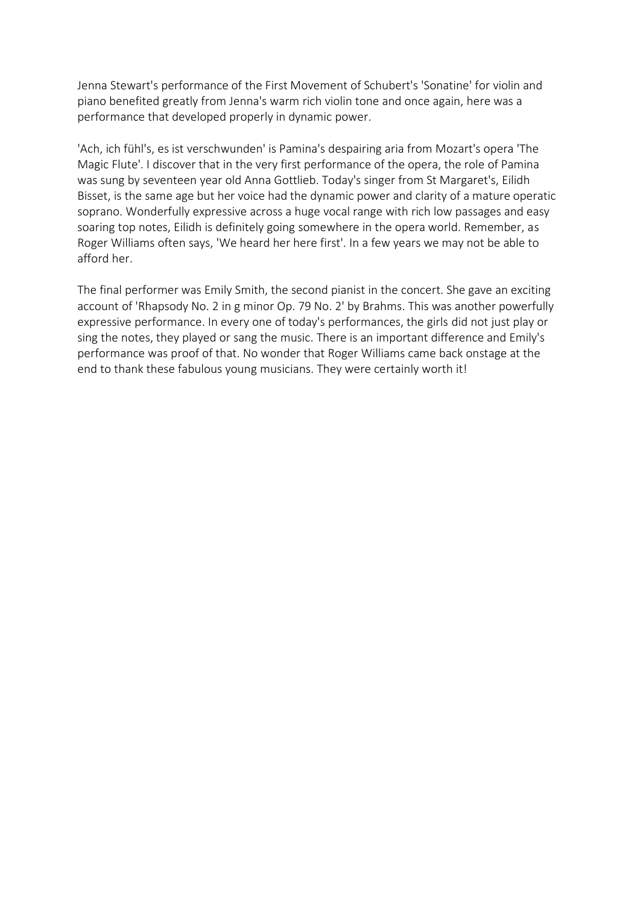Jenna Stewart's performance of the First Movement of Schubert's 'Sonatine' for violin and piano benefited greatly from Jenna's warm rich violin tone and once again, here was a performance that developed properly in dynamic power.

'Ach, ich fühl's, es ist verschwunden' is Pamina's despairing aria from Mozart's opera 'The Magic Flute'. I discover that in the very first performance of the opera, the role of Pamina was sung by seventeen year old Anna Gottlieb. Today's singer from St Margaret's, Eilidh Bisset, is the same age but her voice had the dynamic power and clarity of a mature operatic soprano. Wonderfully expressive across a huge vocal range with rich low passages and easy soaring top notes, Eilidh is definitely going somewhere in the opera world. Remember, as Roger Williams often says, 'We heard her here first'. In a few years we may not be able to afford her.

The final performer was Emily Smith, the second pianist in the concert. She gave an exciting account of 'Rhapsody No. 2 in g minor Op. 79 No. 2' by Brahms. This was another powerfully expressive performance. In every one of today's performances, the girls did not just play or sing the notes, they played or sang the music. There is an important difference and Emily's performance was proof of that. No wonder that Roger Williams came back onstage at the end to thank these fabulous young musicians. They were certainly worth it!